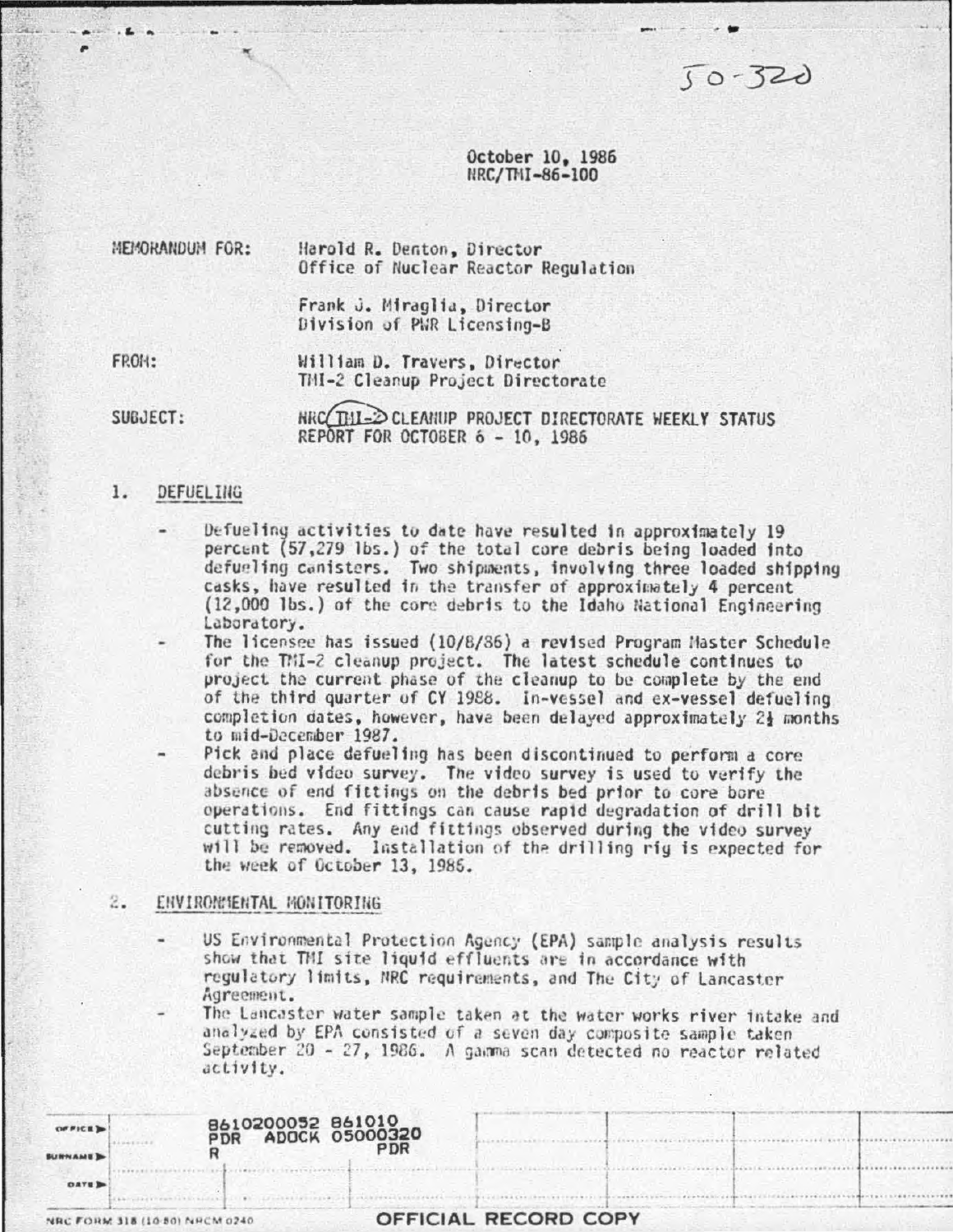50-320

October 10, 1986
NRC/TMI-86-100

MEMORANDUM FOR: Harold R. Denton, Director
Office of Nuclear Reactor Regulation

Frank J. Miraglia, Director
Division of PWR Licensing-B

FROM: William D. Travers, Director
TMI-2 Cleanup Project Directorate

SUBJECT: NRC TMI-2 CLEANUP PROJECT DIRECTORATE WEEKLY STATUS REPORT FOR OCTOBER 6 - 10, 1986

## 1. DEFUELING

- Defueling activities to date have resulted in approximately 19 percent (57,279 lbs.) of the total core debris being loaded into defueling canisters. Two shipments, involving three loaded shipping casks, have resulted in the transfer of approximately 4 percent (12,000 lbs.) of the core debris to the Idaho National Engineering Laboratory.
- The licensee has issued (10/8/86) a revised Program Master Schedule for the TMI-2 cleanup project. The latest schedule continues to project the current phase of the cleanup to be complete by the end of the third quarter of CY 1988. In-vessel and ex-vessel defueling completion dates, however, have been delayed approximately 2½ months to mid-December 1987.
- Pick and place defueling has been discontinued to perform a core debris bed video survey. The video survey is used to verify the absence of end fittings on the debris bed prior to core bore operations. End fittings can cause rapid degradation of drill bit cutting rates. Any end fittings observed during the video survey will be removed. Installation of the drilling rig is expected for the week of October 13, 1986.

## 2. ENVIRONMENTAL MONITORING

- US Environmental Protection Agency (EPA) sample analysis results show that TMI site liquid effluents are in accordance with regulatory limits, NRC requirements, and The City of Lancaster Agreement.
- The Lancaster water sample taken at the water works river intake and analyzed by EPA consisted of a seven day composite sample taken September 20 - 27, 1986. A gamma scan detected no reactor related activity.

8610200052 861010
PDR ADOCK 05000320
R PDR

NRC FORM 318 (10-80) NRCM 0240

OFFICIAL RECORD COPY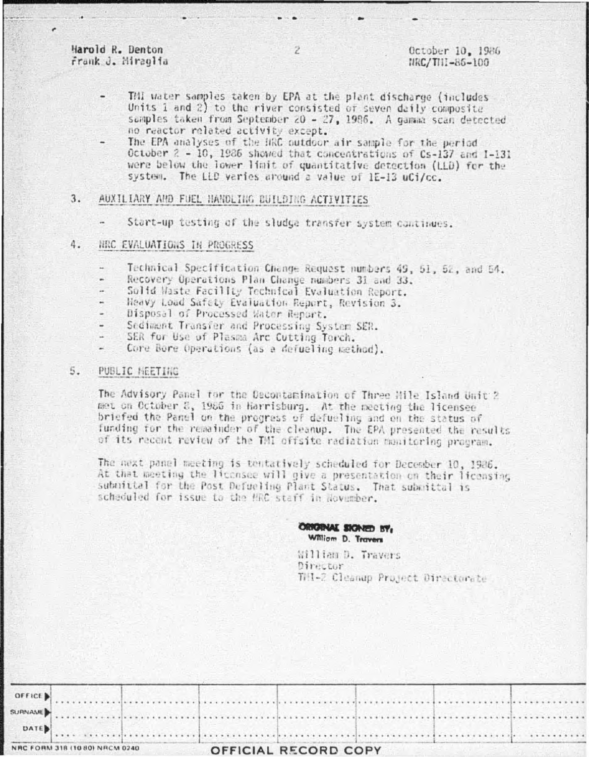Harold R. Denton
Frank J. Miraglia

October 10, 1986
NRC/TMI-86-100

- TMI water samples taken by EPA at the plant discharge (includes Units 1 and 2) to the river consisted of seven daily composite samples taken from September 20 - 27, 1986. A gamma scan detected no reactor related activity except.
- The EPA analyses of the NRC outdoor air sample for the period October 2 - 10, 1986 showed that concentrations of Cs-137 and I-131 were below the lower limit of quantitative detection (LLD) for the system. The LLD varies around a value of 1E-13 uCi/cc.

3. AUXILIARY AND FUEL HANDLING BUILDING ACTIVITIES

   - Start-up testing of the sludge transfer system continues.

4. NRC EVALUATIONS IN PROGRESS

   - Technical Specification Change Request numbers 49, 51, 52, and 54.
   - Recovery Operations Plan Change numbers 31 and 33.
   - Solid Waste Facility Technical Evaluation Report.
   - Heavy Load Safety Evaluation Report, Revision 3.
   - Disposal of Processed Water Report.
   - Sediment Transfer and Processing System SER.
   - SER for Use of Plasma Arc Cutting Torch.
   - Core Bore Operations (as a defueling method).

5. PUBLIC MEETING

The Advisory Panel for the Decontamination of Three Mile Island Unit 2 met on October 8, 1986 in Harrisburg. At the meeting the licensee briefed the Panel on the progress of defueling and on the status of funding for the remainder of the cleanup. The EPA presented the results of its recent review of the TMI offsite radiation monitoring program.

The next panel meeting is tentatively scheduled for December 10, 1986. At that meeting the licensee will give a presentation on their licensing submittal for the Post Defueling Plant Status. That submittal is scheduled for issue to the NRC staff in November.

ORIGINAL SIGNED BY,
William D. Travers

William D. Travers
Director
TMI-2 Cleanup Project Directorate

| OFFICE | | | | | | | |
|---|---|---|---|---|---|---|---|
| SURNAME | | | | | | | |
| DATE | | | | | | | |

NRC FORM 318 (10 80) NRCM 0240

OFFICIAL RECORD COPY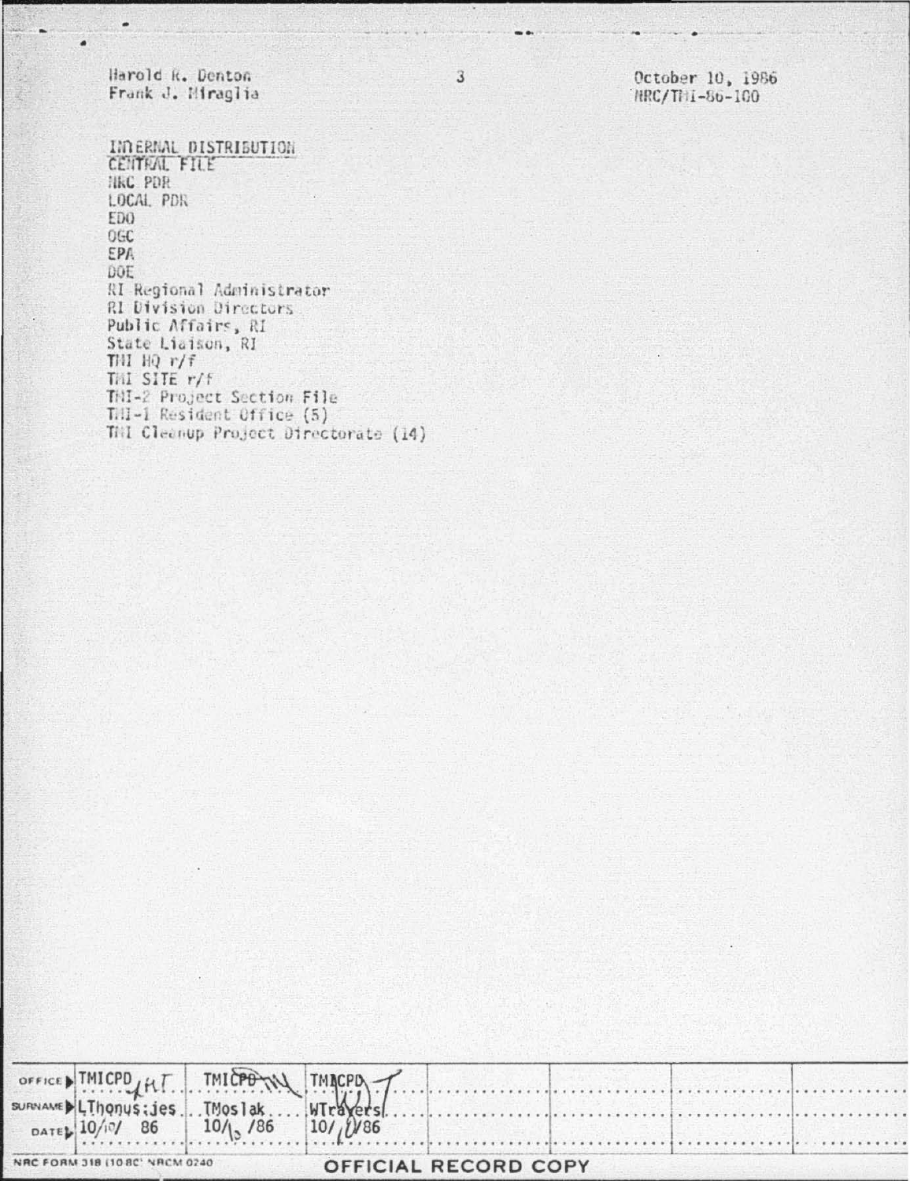Harold R. Denton
Frank J. Miraglia

October 10, 1986
NRC/TMI-86-100

INTERNAL DISTRIBUTION
CENTRAL FILE
NRC PDR
LOCAL PDR
EDO
OGC
EPA
DOE
RI Regional Administrator
RI Division Directors
Public Affairs, RI
State Liaison, RI
TMI HQ r/f
TMI SITE r/f
TMI-2 Project Section File
TMI-1 Resident Office (5)
TMI Cleanup Project Directorate (14)

| OFFICE | TMICPD | TMICPD | TMICPD | | | | |
|---|---|---|---|---|---|---|---|
| SURNAME | LThonus:jes | TMoslak | WTravers | | | | |
| DATE | 10/10/ 86 | 10/10 /86 | 10/10/86 | | | | |

NRC FORM 318 (10 80) NRCM 0240

OFFICIAL RECORD COPY